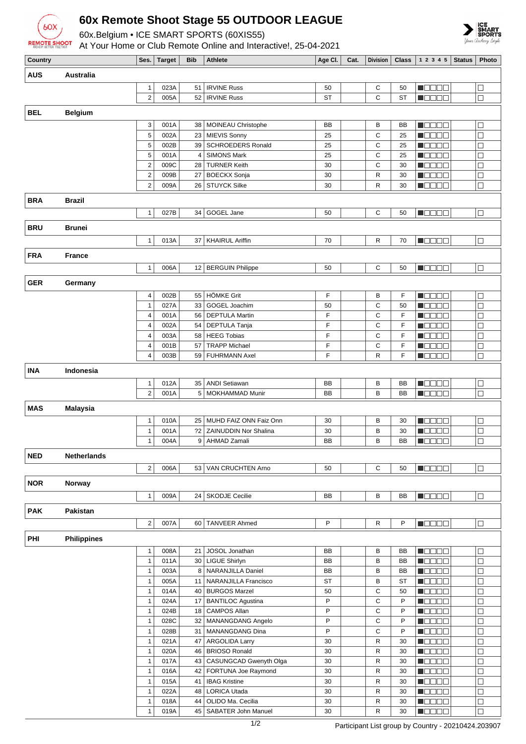# 60x Remote Shoot Stage 55 OUTDOOR LEAGUE

60x.Belgium • ICE SMART SPORTS (60XIS55)

At Your Home or Club Remote Online and Interactive!, 25-04-2021

| Country | | Ses. | Target | Bib | Athlete | Age Cl. | Cat. | Division | Class | 1 2 3 4 5 | Status | Photo |
|---|---|---|---|---|---|---|---|---|---|---|---|---|
| **AUS** | **Australia** | | | | | | | | | | | |
| | | 1 | 023A | 51 | IRVINE Russ | 50 | | C | 50 | ■□□□□ | | □ |
| | | 2 | 005A | 52 | IRVINE Russ | ST | | C | ST | ■□□□□ | | □ |
| **BEL** | **Belgium** | | | | | | | | | | | |
| | | 3 | 001A | 38 | MOINEAU Christophe | BB | | B | BB | ■□□□□ | | □ |
| | | 5 | 002A | 23 | MIEVIS Sonny | 25 | | C | 25 | ■□□□□ | | □ |
| | | 5 | 002B | 39 | SCHROEDERS Ronald | 25 | | C | 25 | ■□□□□ | | □ |
| | | 5 | 001A | 4 | SIMONS Mark | 25 | | C | 25 | ■□□□□ | | □ |
| | | 2 | 009C | 28 | TURNER Keith | 30 | | C | 30 | ■□□□□ | | □ |
| | | 2 | 009B | 27 | BOECKX Sonja | 30 | | R | 30 | ■□□□□ | | □ |
| | | 2 | 009A | 26 | STUYCK Silke | 30 | | R | 30 | ■□□□□ | | □ |
| **BRA** | **Brazil** | | | | | | | | | | | |
| | | 1 | 027B | 34 | GOGEL Jane | 50 | | C | 50 | ■□□□□ | | □ |
| **BRU** | **Brunei** | | | | | | | | | | | |
| | | 1 | 013A | 37 | KHAIRUL Ariffin | 70 | | R | 70 | ■□□□□ | | □ |
| **FRA** | **France** | | | | | | | | | | | |
| | | 1 | 006A | 12 | BERGUIN Philippe | 50 | | C | 50 | ■□□□□ | | □ |
| **GER** | **Germany** | | | | | | | | | | | |
| | | 4 | 002B | 55 | HÖMKE Grit | F | | B | F | ■□□□□ | | □ |
| | | 1 | 027A | 33 | GOGEL Joachim | 50 | | C | 50 | ■□□□□ | | □ |
| | | 4 | 001A | 56 | DEPTULA Martin | F | | C | F | ■□□□□ | | □ |
| | | 4 | 002A | 54 | DEPTULA Tanja | F | | C | F | ■□□□□ | | □ |
| | | 4 | 003A | 58 | HEEG Tobias | F | | C | F | ■□□□□ | | □ |
| | | 4 | 001B | 57 | TRAPP Michael | F | | C | F | ■□□□□ | | □ |
| | | 4 | 003B | 59 | FUHRMANN Axel | F | | R | F | ■□□□□ | | □ |
| **INA** | **Indonesia** | | | | | | | | | | | |
| | | 1 | 012A | 35 | ANDI Setiawan | BB | | B | BB | ■□□□□ | | □ |
| | | 2 | 001A | 5 | MOKHAMMAD Munir | BB | | B | BB | ■□□□□ | | □ |
| **MAS** | **Malaysia** | | | | | | | | | | | |
| | | 1 | 010A | 25 | MUHD FAIZ ONN Faiz Onn | 30 | | B | 30 | ■□□□□ | | □ |
| | | 1 | 001A | ?2 | ZAINUDDIN Nor Shalina | 30 | | B | 30 | ■□□□□ | | □ |
| | | 1 | 004A | 9 | AHMAD Zamali | BB | | B | BB | ■□□□□ | | □ |
| **NED** | **Netherlands** | | | | | | | | | | | |
| | | 2 | 006A | 53 | VAN CRUCHTEN Arno | 50 | | C | 50 | ■□□□□ | | □ |
| **NOR** | **Norway** | | | | | | | | | | | |
| | | 1 | 009A | 24 | SKODJE Cecilie | BB | | B | BB | ■□□□□ | | □ |
| **PAK** | **Pakistan** | | | | | | | | | | | |
| | | 2 | 007A | 60 | TANVEER Ahmed | P | | R | P | ■□□□□ | | □ |
| **PHI** | **Philippines** | | | | | | | | | | | |
| | | 1 | 008A | 21 | JOSOL Jonathan | BB | | B | BB | ■□□□□ | | □ |
| | | 1 | 011A | 30 | LIGUE Shirlyn | BB | | B | BB | ■□□□□ | | □ |
| | | 1 | 003A | 8 | NARANJILLA Daniel | BB | | B | BB | ■□□□□ | | □ |
| | | 1 | 005A | 11 | NARANJILLA Francisco | ST | | B | ST | ■□□□□ | | □ |
| | | 1 | 014A | 40 | BURGOS Marzel | 50 | | C | 50 | ■□□□□ | | □ |
| | | 1 | 024A | 17 | BANTILOC Agustina | P | | C | P | ■□□□□ | | □ |
| | | 1 | 024B | 18 | CAMPOS Allan | P | | C | P | ■□□□□ | | □ |
| | | 1 | 028C | 32 | MANANGDANG Angelo | P | | C | P | ■□□□□ | | □ |
| | | 1 | 028B | 31 | MANANGDANG Dina | P | | C | P | ■□□□□ | | □ |
| | | 1 | 021A | 47 | ARGOLIDA Larry | 30 | | R | 30 | ■□□□□ | | □ |
| | | 1 | 020A | 46 | BRIOSO Ronald | 30 | | R | 30 | ■□□□□ | | □ |
| | | 1 | 017A | 43 | CASUNGCAD Gwenyth Olga | 30 | | R | 30 | ■□□□□ | | □ |
| | | 1 | 016A | 42 | FORTUNA Joe Raymond | 30 | | R | 30 | ■□□□□ | | □ |
| | | 1 | 015A | 41 | IBAG Kristine | 30 | | R | 30 | ■□□□□ | | □ |
| | | 1 | 022A | 48 | LORICA Utada | 30 | | R | 30 | ■□□□□ | | □ |
| | | 1 | 018A | 44 | OLIDO Ma. Cecilia | 30 | | R | 30 | ■□□□□ | | □ |
| | | 1 | 019A | 45 | SABATER John Manuel | 30 | | R | 30 | ■□□□□ | | □ |

Participant List group by Country - 20210424.203907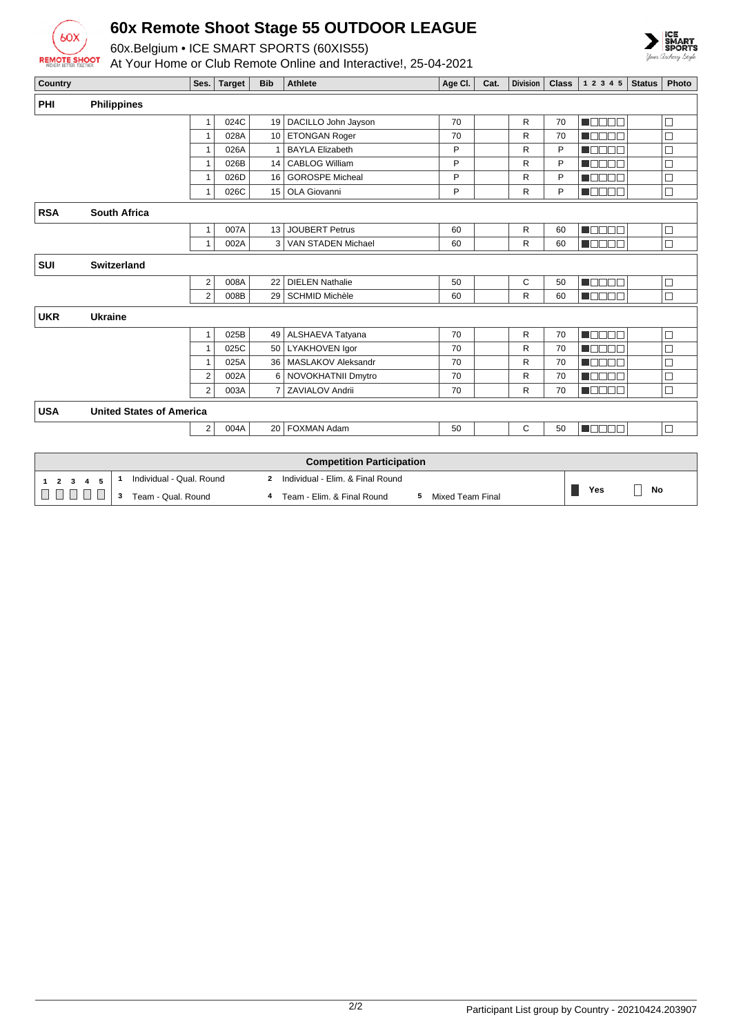# 60x Remote Shoot Stage 55 OUTDOOR LEAGUE

60x.Belgium • ICE SMART SPORTS (60XIS55)

At Your Home or Club Remote Online and Interactive!, 25-04-2021

| Country | | Ses. | Target | Bib | Athlete | Age Cl. | Cat. | Division | Class | 1 2 3 4 5 | Status | Photo |
|---|---|---|---|---|---|---|---|---|---|---|---|---|
| **PHI** | **Philippines** | | | | | | | | | | | |
| | | 1 | 024C | 19 | DACILLO John Jayson | 70 | | R | 70 | ■□□□□ | | □ |
| | | 1 | 028A | 10 | ETONGAN Roger | 70 | | R | 70 | ■□□□□ | | □ |
| | | 1 | 026A | 1 | BAYLA Elizabeth | P | | R | P | ■□□□□ | | □ |
| | | 1 | 026B | 14 | CABLOG William | P | | R | P | ■□□□□ | | □ |
| | | 1 | 026D | 16 | GOROSPE Micheal | P | | R | P | ■□□□□ | | □ |
| | | 1 | 026C | 15 | OLA Giovanni | P | | R | P | ■□□□□ | | □ |
| **RSA** | **South Africa** | | | | | | | | | | | |
| | | 1 | 007A | 13 | JOUBERT Petrus | 60 | | R | 60 | ■□□□□ | | □ |
| | | 1 | 002A | 3 | VAN STADEN Michael | 60 | | R | 60 | ■□□□□ | | □ |
| **SUI** | **Switzerland** | | | | | | | | | | | |
| | | 2 | 008A | 22 | DIELEN Nathalie | 50 | | C | 50 | ■□□□□ | | □ |
| | | 2 | 008B | 29 | SCHMID Michèle | 60 | | R | 60 | ■□□□□ | | □ |
| **UKR** | **Ukraine** | | | | | | | | | | | |
| | | 1 | 025B | 49 | ALSHAEVA Tatyana | 70 | | R | 70 | ■□□□□ | | □ |
| | | 1 | 025C | 50 | LYAKHOVEN Igor | 70 | | R | 70 | ■□□□□ | | □ |
| | | 1 | 025A | 36 | MASLAKOV Aleksandr | 70 | | R | 70 | ■□□□□ | | □ |
| | | 2 | 002A | 6 | NOVOKHATNII Dmytro | 70 | | R | 70 | ■□□□□ | | □ |
| | | 2 | 003A | 7 | ZAVIALOV Andrii | 70 | | R | 70 | ■□□□□ | | □ |
| **USA** | **United States of America** | | | | | | | | | | | |
| | | 2 | 004A | 20 | FOXMAN Adam | 50 | | C | 50 | ■□□□□ | | □ |

**Competition Participation**

| 1 2 3 4 5 | | |
|---|---|---|
| □ □ □ □ □ | 1 Individual - Qual. Round<br>3 Team - Qual. Round | 2 Individual - Elim. & Final Round<br>4 Team - Elim. & Final Round 5 Mixed Team Final |

■ Yes □ No

Participant List group by Country - 20210424.203907